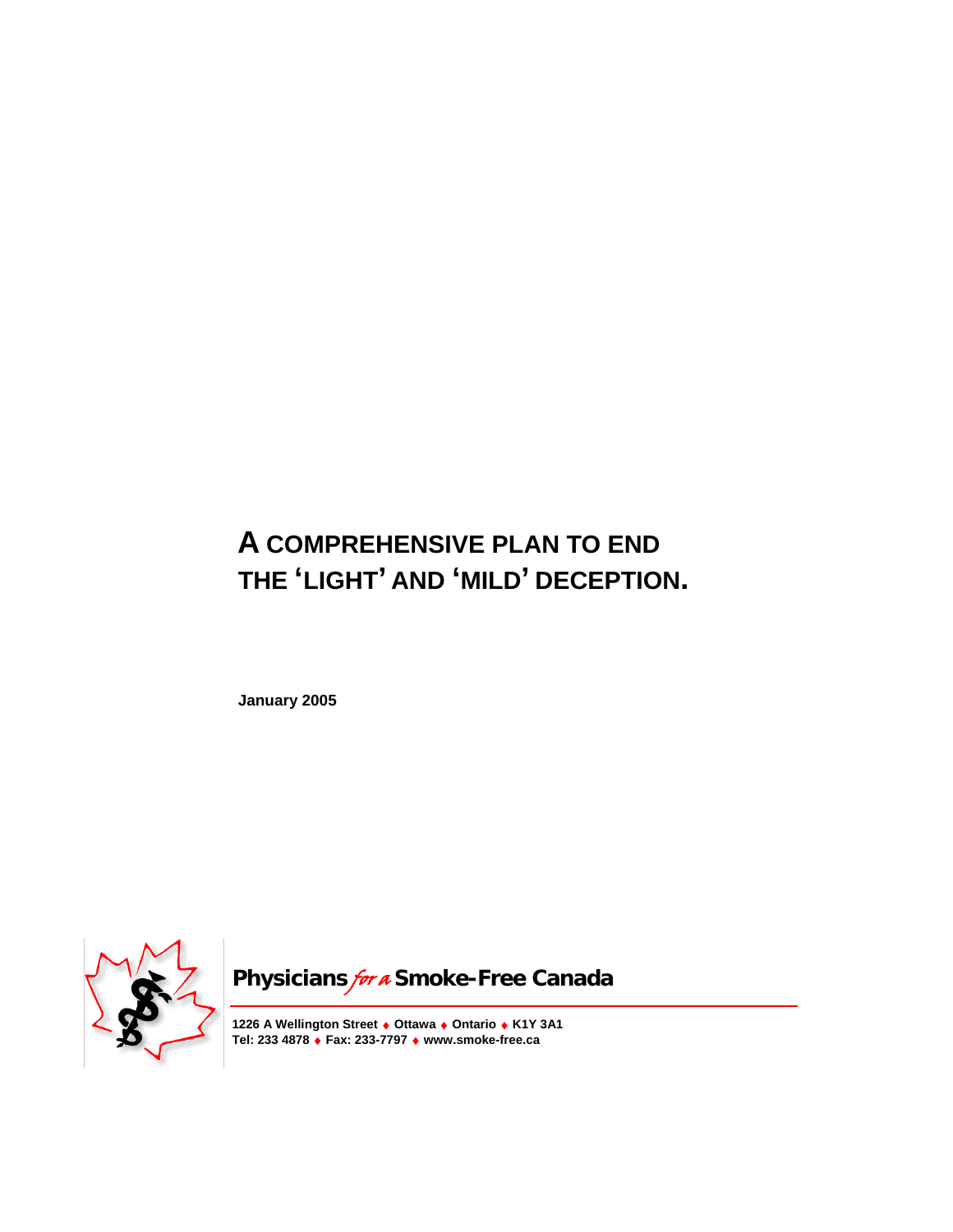# A COMPREHENSIVE PLAN TO END THE 'LIGHT' AND 'MILD' DECEPTION.

**January 2005**

**Physicians *for a* Smoke-Free Canada**

**1226 A Wellington Street ♦ Ottawa ♦ Ontario ♦ K1Y 3A1**
**Tel: 233 4878 ♦ Fax: 233-7797 ♦ www.smoke-free.ca**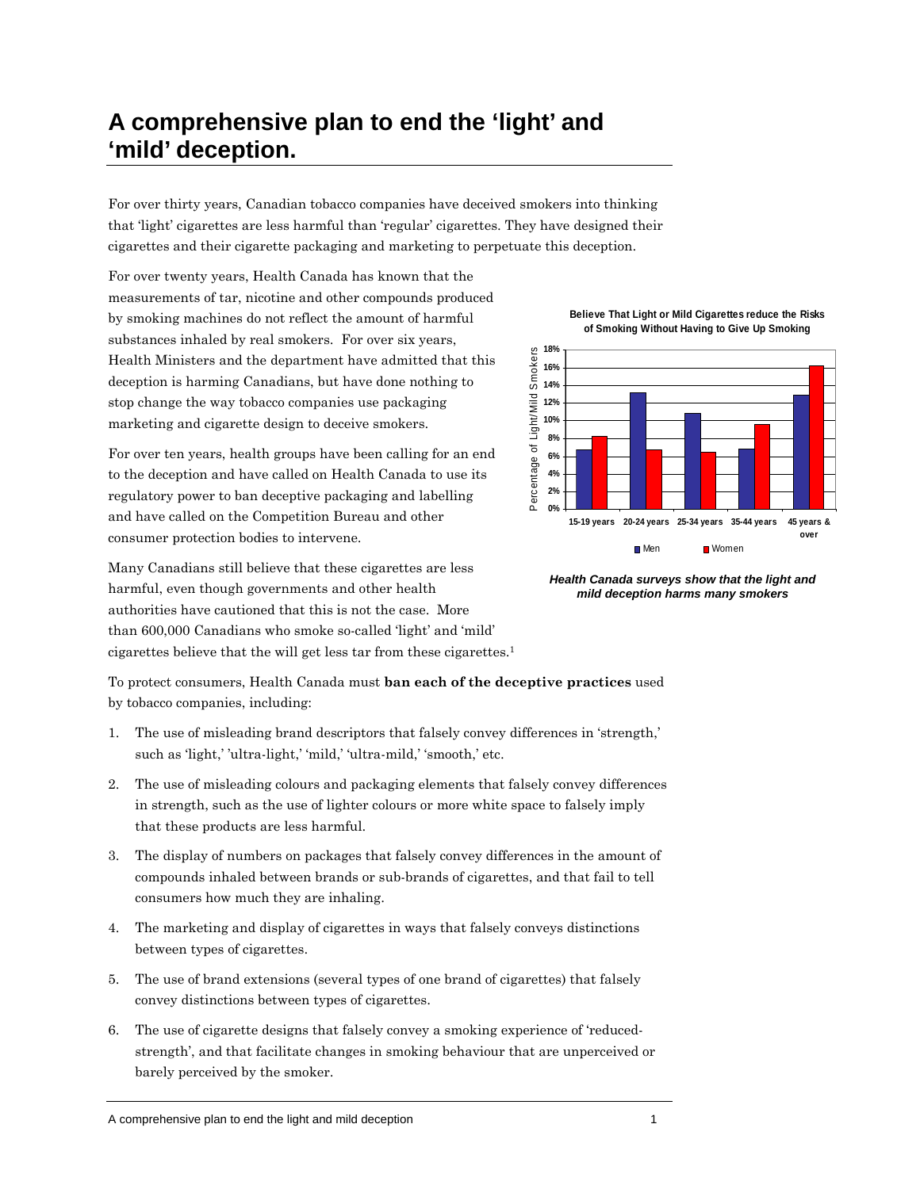# A comprehensive plan to end the 'light' and 'mild' deception.

For over thirty years, Canadian tobacco companies have deceived smokers into thinking that 'light' cigarettes are less harmful than 'regular' cigarettes. They have designed their cigarettes and their cigarette packaging and marketing to perpetuate this deception.

For over twenty years, Health Canada has known that the measurements of tar, nicotine and other compounds produced by smoking machines do not reflect the amount of harmful substances inhaled by real smokers. For over six years, Health Ministers and the department have admitted that this deception is harming Canadians, but have done nothing to stop change the way tobacco companies use packaging marketing and cigarette design to deceive smokers.

For over ten years, health groups have been calling for an end to the deception and have called on Health Canada to use its regulatory power to ban deceptive packaging and labelling and have called on the Competition Bureau and other consumer protection bodies to intervene.

Many Canadians still believe that these cigarettes are less harmful, even though governments and other health authorities have cautioned that this is not the case. More than 600,000 Canadians who smoke so-called 'light' and 'mild' cigarettes believe that the will get less tar from these cigarettes.[1]

**Believe That Light or Mild Cigarettes reduce the Risks of Smoking Without Having to Give Up Smoking**

*Health Canada surveys show that the light and mild deception harms many smokers*

To protect consumers, Health Canada must **ban each of the deceptive practices** used by tobacco companies, including:

1. The use of misleading brand descriptors that falsely convey differences in 'strength,' such as 'light,' 'ultra-light,' 'mild,' 'ultra-mild,' 'smooth,' etc.
2. The use of misleading colours and packaging elements that falsely convey differences in strength, such as the use of lighter colours or more white space to falsely imply that these products are less harmful.
3. The display of numbers on packages that falsely convey differences in the amount of compounds inhaled between brands or sub-brands of cigarettes, and that fail to tell consumers how much they are inhaling.
4. The marketing and display of cigarettes in ways that falsely conveys distinctions between types of cigarettes.
5. The use of brand extensions (several types of one brand of cigarettes) that falsely convey distinctions between types of cigarettes.
6. The use of cigarette designs that falsely convey a smoking experience of 'reduced-strength', and that facilitate changes in smoking behaviour that are unperceived or barely perceived by the smoker.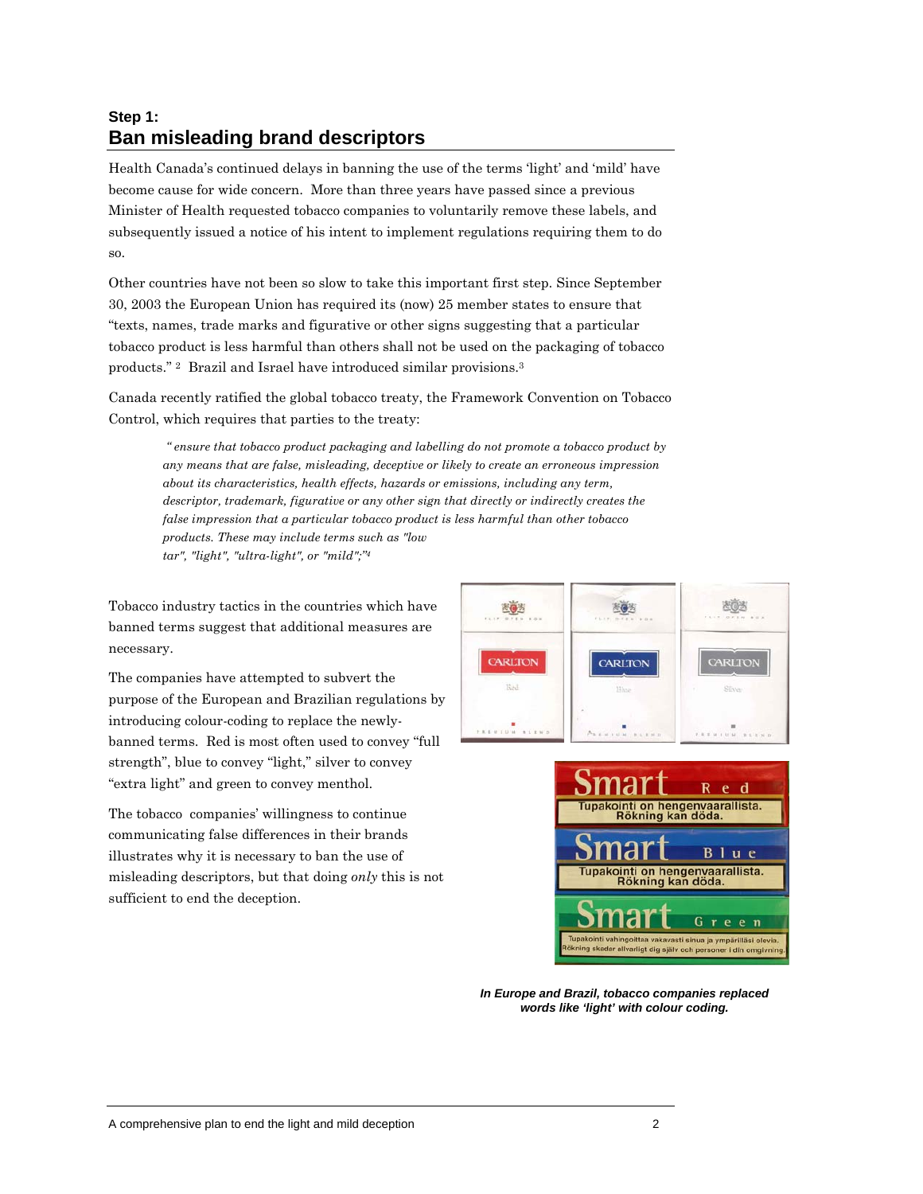### Step 1:
## Ban misleading brand descriptors

Health Canada's continued delays in banning the use of the terms 'light' and 'mild' have become cause for wide concern. More than three years have passed since a previous Minister of Health requested tobacco companies to voluntarily remove these labels, and subsequently issued a notice of his intent to implement regulations requiring them to do so.

Other countries have not been so slow to take this important first step. Since September 30, 2003 the European Union has required its (now) 25 member states to ensure that "texts, names, trade marks and figurative or other signs suggesting that a particular tobacco product is less harmful than others shall not be used on the packaging of tobacco products." [2] Brazil and Israel have introduced similar provisions.[3]

Canada recently ratified the global tobacco treaty, the Framework Convention on Tobacco Control, which requires that parties to the treaty:

> *"ensure that tobacco product packaging and labelling do not promote a tobacco product by any means that are false, misleading, deceptive or likely to create an erroneous impression about its characteristics, health effects, hazards or emissions, including any term, descriptor, trademark, figurative or any other sign that directly or indirectly creates the false impression that a particular tobacco product is less harmful than other tobacco products. These may include terms such as "low tar", "light", "ultra-light", or "mild";"*[4]

Tobacco industry tactics in the countries which have banned terms suggest that additional measures are necessary.

The companies have attempted to subvert the purpose of the European and Brazilian regulations by introducing colour-coding to replace the newly-banned terms. Red is most often used to convey "full strength", blue to convey "light," silver to convey "extra light" and green to convey menthol.

The tobacco companies' willingness to continue communicating false differences in their brands illustrates why it is necessary to ban the use of misleading descriptors, but that doing *only* this is not sufficient to end the deception.

***In Europe and Brazil, tobacco companies replaced words like 'light' with colour coding.***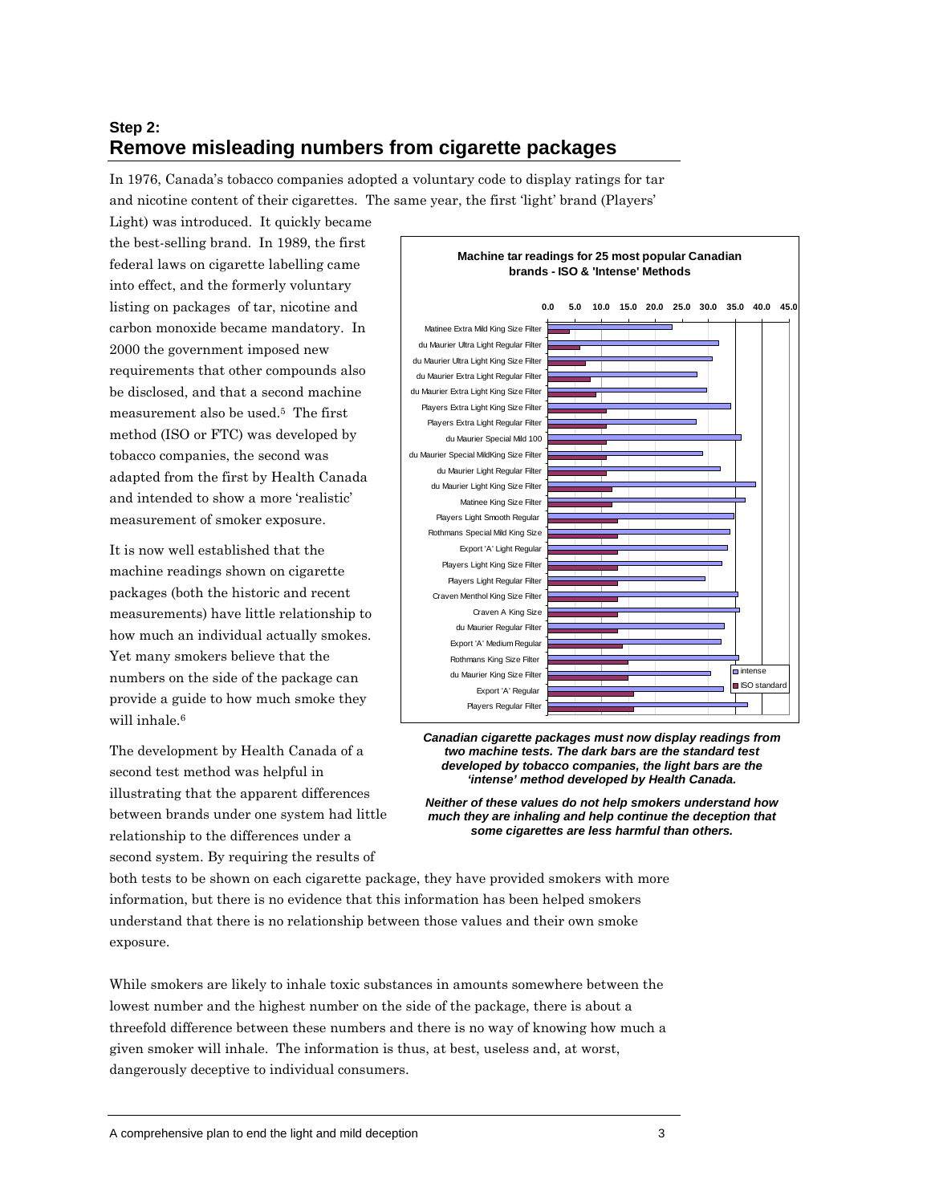## Step 2:
## Remove misleading numbers from cigarette packages

In 1976, Canada's tobacco companies adopted a voluntary code to display ratings for tar and nicotine content of their cigarettes. The same year, the first 'light' brand (Players' Light) was introduced. It quickly became the best-selling brand. In 1989, the first federal laws on cigarette labelling came into effect, and the formerly voluntary listing on packages of tar, nicotine and carbon monoxide became mandatory. In 2000 the government imposed new requirements that other compounds also be disclosed, and that a second machine measurement also be used.[5] The first method (ISO or FTC) was developed by tobacco companies, the second was adapted from the first by Health Canada and intended to show a more 'realistic' measurement of smoker exposure.

It is now well established that the machine readings shown on cigarette packages (both the historic and recent measurements) have little relationship to how much an individual actually smokes. Yet many smokers believe that the numbers on the side of the package can provide a guide to how much smoke they will inhale.[6]

The development by Health Canada of a second test method was helpful in illustrating that the apparent differences between brands under one system had little relationship to the differences under a second system. By requiring the results of both tests to be shown on each cigarette package, they have provided smokers with more information, but there is no evidence that this information has been helped smokers understand that there is no relationship between those values and their own smoke exposure.

**Machine tar readings for 25 most popular Canadian brands - ISO & 'Intense' Methods**

*Canadian cigarette packages must now display readings from two machine tests. The dark bars are the standard test developed by tobacco companies, the light bars are the 'intense' method developed by Health Canada.*

*Neither of these values do not help smokers understand how much they are inhaling and help continue the deception that some cigarettes are less harmful than others.*

While smokers are likely to inhale toxic substances in amounts somewhere between the lowest number and the highest number on the side of the package, there is about a threefold difference between these numbers and there is no way of knowing how much a given smoker will inhale. The information is thus, at best, useless and, at worst, dangerously deceptive to individual consumers.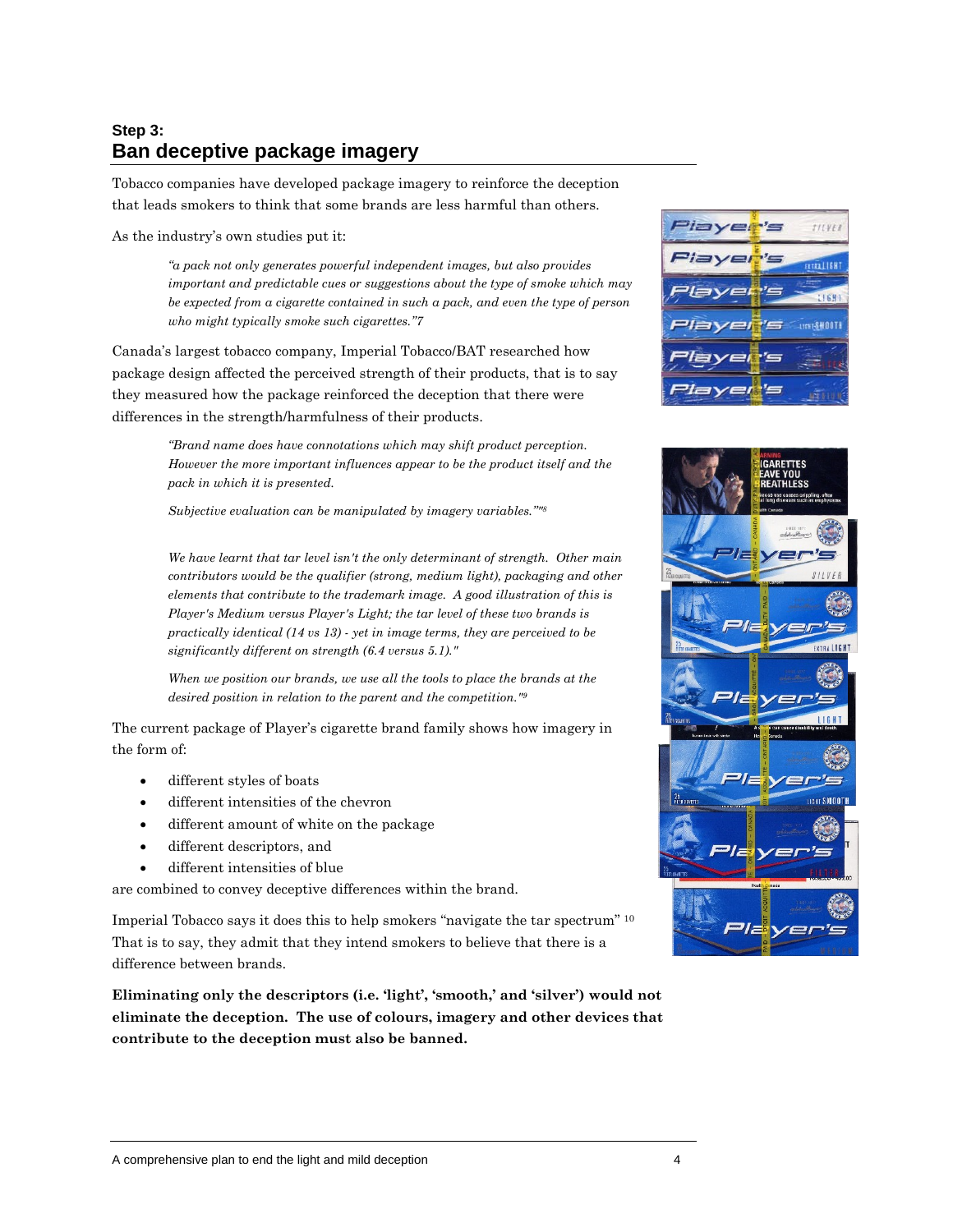**Step 3:**

## Ban deceptive package imagery

Tobacco companies have developed package imagery to reinforce the deception that leads smokers to think that some brands are less harmful than others.

As the industry's own studies put it:

> *"a pack not only generates powerful independent images, but also provides important and predictable cues or suggestions about the type of smoke which may be expected from a cigarette contained in such a pack, and even the type of person who might typically smoke such cigarettes."7*

Canada's largest tobacco company, Imperial Tobacco/BAT researched how package design affected the perceived strength of their products, that is to say they measured how the package reinforced the deception that there were differences in the strength/harmfulness of their products.

> *"Brand name does have connotations which may shift product perception. However the more important influences appear to be the product itself and the pack in which it is presented.*
>
> *Subjective evaluation can be manipulated by imagery variables.""*[8]
>
> *We have learnt that tar level isn't the only determinant of strength. Other main contributors would be the qualifier (strong, medium light), packaging and other elements that contribute to the trademark image. A good illustration of this is Player's Medium versus Player's Light; the tar level of these two brands is practically identical (14 vs 13) - yet in image terms, they are perceived to be significantly different on strength (6.4 versus 5.1)."*
>
> *When we position our brands, we use all the tools to place the brands at the desired position in relation to the parent and the competition."*[9]

The current package of Player's cigarette brand family shows how imagery in the form of:

- different styles of boats
- different intensities of the chevron
- different amount of white on the package
- different descriptors, and
- different intensities of blue

are combined to convey deceptive differences within the brand.

Imperial Tobacco says it does this to help smokers "navigate the tar spectrum" [10] That is to say, they admit that they intend smokers to believe that there is a difference between brands.

**Eliminating only the descriptors (i.e. 'light', 'smooth,' and 'silver') would not eliminate the deception. The use of colours, imagery and other devices that contribute to the deception must also be banned.**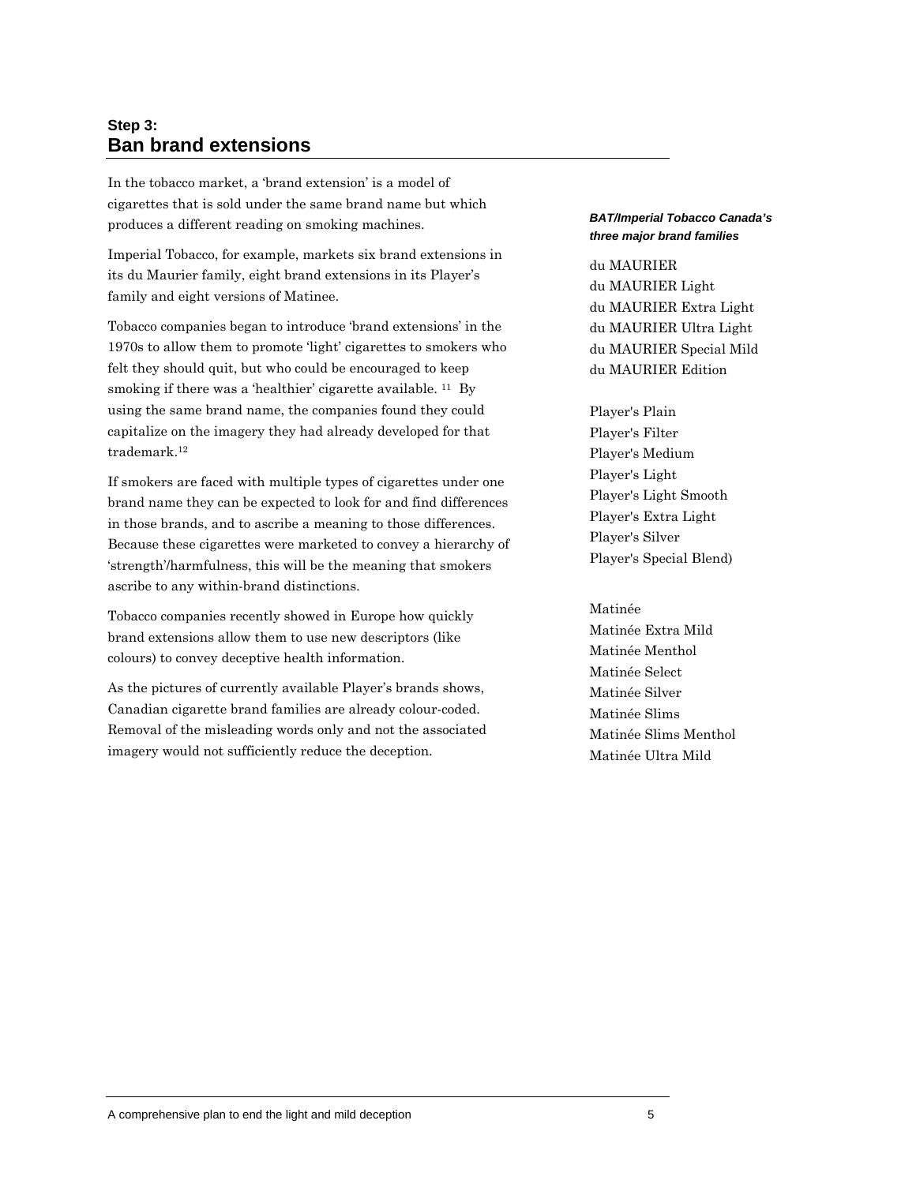**Step 3:**

## Ban brand extensions

In the tobacco market, a 'brand extension' is a model of cigarettes that is sold under the same brand name but which produces a different reading on smoking machines.

Imperial Tobacco, for example, markets six brand extensions in its du Maurier family, eight brand extensions in its Player's family and eight versions of Matinee.

Tobacco companies began to introduce 'brand extensions' in the 1970s to allow them to promote 'light' cigarettes to smokers who felt they should quit, but who could be encouraged to keep smoking if there was a 'healthier' cigarette available. [11] By using the same brand name, the companies found they could capitalize on the imagery they had already developed for that trademark.[12]

If smokers are faced with multiple types of cigarettes under one brand name they can be expected to look for and find differences in those brands, and to ascribe a meaning to those differences. Because these cigarettes were marketed to convey a hierarchy of 'strength'/harmfulness, this will be the meaning that smokers ascribe to any within-brand distinctions.

Tobacco companies recently showed in Europe how quickly brand extensions allow them to use new descriptors (like colours) to convey deceptive health information.

As the pictures of currently available Player's brands shows, Canadian cigarette brand families are already colour-coded. Removal of the misleading words only and not the associated imagery would not sufficiently reduce the deception.

***BAT/Imperial Tobacco Canada's three major brand families***

du MAURIER
du MAURIER Light
du MAURIER Extra Light
du MAURIER Ultra Light
du MAURIER Special Mild
du MAURIER Edition

Player's Plain
Player's Filter
Player's Medium
Player's Light
Player's Light Smooth
Player's Extra Light
Player's Silver
Player's Special Blend)

Matinée
Matinée Extra Mild
Matinée Menthol
Matinée Select
Matinée Silver
Matinée Slims
Matinée Slims Menthol
Matinée Ultra Mild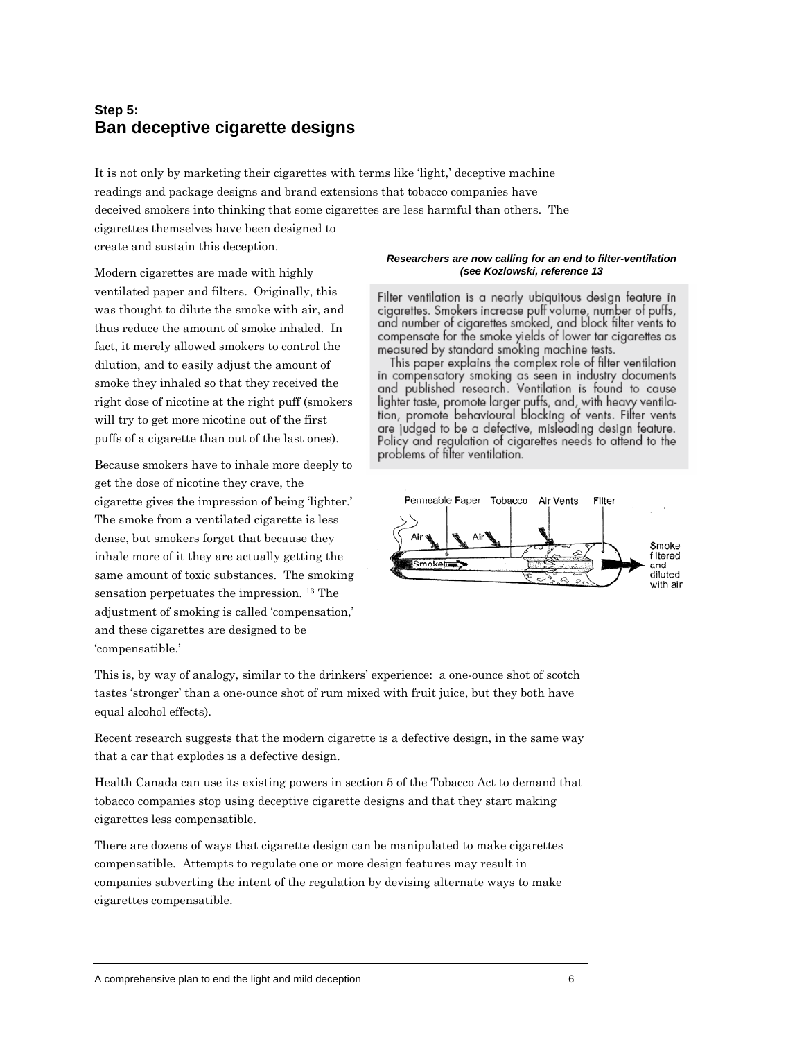## Step 5:
## Ban deceptive cigarette designs

It is not only by marketing their cigarettes with terms like 'light,' deceptive machine readings and package designs and brand extensions that tobacco companies have deceived smokers into thinking that some cigarettes are less harmful than others. The cigarettes themselves have been designed to create and sustain this deception.

Modern cigarettes are made with highly ventilated paper and filters. Originally, this was thought to dilute the smoke with air, and thus reduce the amount of smoke inhaled. In fact, it merely allowed smokers to control the dilution, and to easily adjust the amount of smoke they inhaled so that they received the right dose of nicotine at the right puff (smokers will try to get more nicotine out of the first puffs of a cigarette than out of the last ones).

Because smokers have to inhale more deeply to get the dose of nicotine they crave, the cigarette gives the impression of being 'lighter.' The smoke from a ventilated cigarette is less dense, but smokers forget that because they inhale more of it they are actually getting the same amount of toxic substances. The smoking sensation perpetuates the impression. [13] The adjustment of smoking is called 'compensation,' and these cigarettes are designed to be 'compensatible.'

***Researchers are now calling for an end to filter-ventilation (see Kozlowski, reference 13***

> Filter ventilation is a nearly ubiquitous design feature in cigarettes. Smokers increase puff volume, number of puffs, and number of cigarettes smoked, and block filter vents to compensate for the smoke yields of lower tar cigarettes as measured by standard smoking machine tests.
>
> This paper explains the complex role of filter ventilation in compensatory smoking as seen in industry documents and published research. Ventilation is found to cause lighter taste, promote larger puffs, and, with heavy ventilation, promote behavioural blocking of vents. Filter vents are judged to be a defective, misleading design feature. Policy and regulation of cigarettes needs to attend to the problems of filter ventilation.

This is, by way of analogy, similar to the drinkers' experience: a one-ounce shot of scotch tastes 'stronger' than a one-ounce shot of rum mixed with fruit juice, but they both have equal alcohol effects).

Recent research suggests that the modern cigarette is a defective design, in the same way that a car that explodes is a defective design.

Health Canada can use its existing powers in section 5 of the Tobacco Act to demand that tobacco companies stop using deceptive cigarette designs and that they start making cigarettes less compensatible.

There are dozens of ways that cigarette design can be manipulated to make cigarettes compensatible. Attempts to regulate one or more design features may result in companies subverting the intent of the regulation by devising alternate ways to make cigarettes compensatible.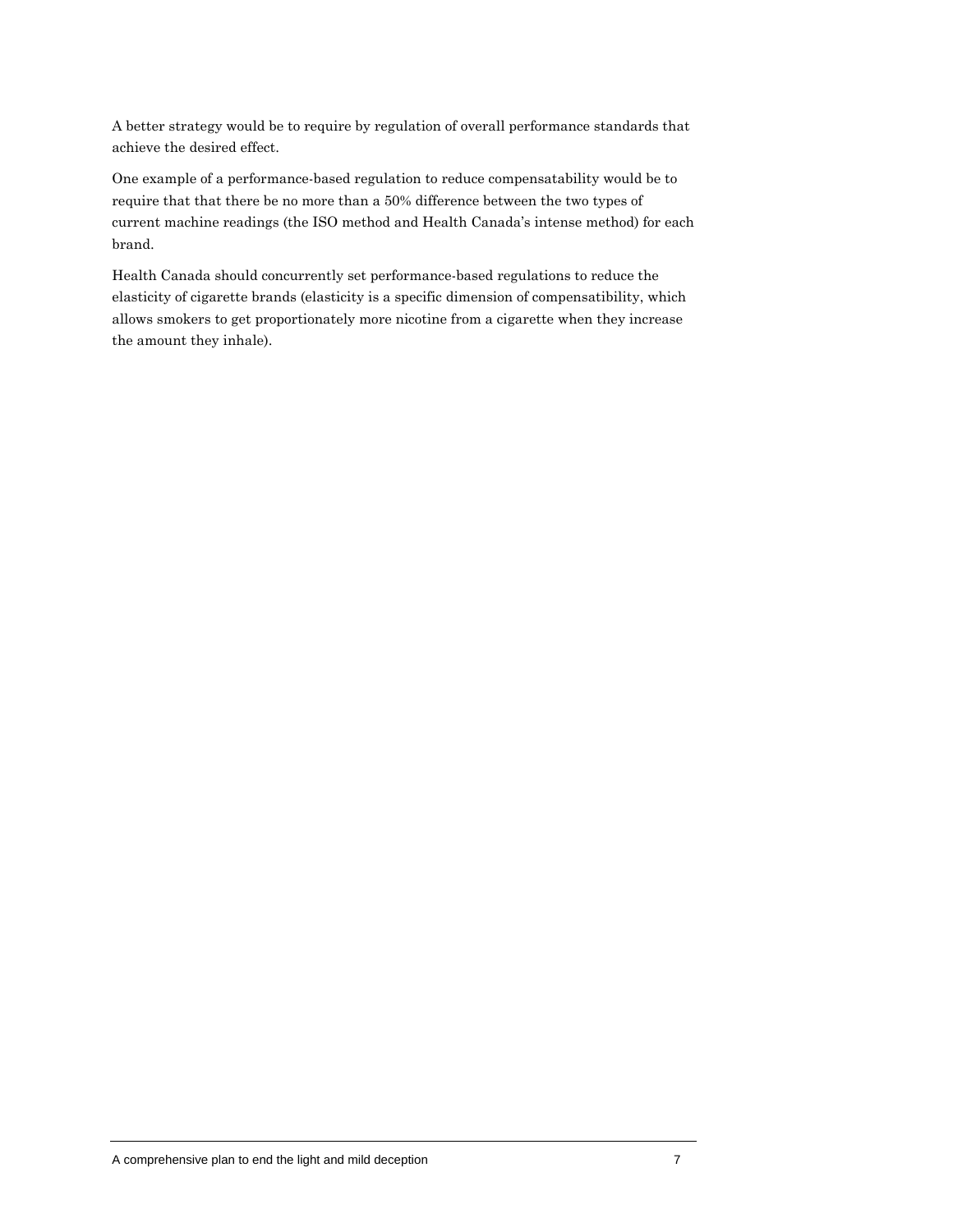A better strategy would be to require by regulation of overall performance standards that achieve the desired effect.

One example of a performance-based regulation to reduce compensatability would be to require that that there be no more than a 50% difference between the two types of current machine readings (the ISO method and Health Canada's intense method) for each brand.

Health Canada should concurrently set performance-based regulations to reduce the elasticity of cigarette brands (elasticity is a specific dimension of compensatibility, which allows smokers to get proportionately more nicotine from a cigarette when they increase the amount they inhale).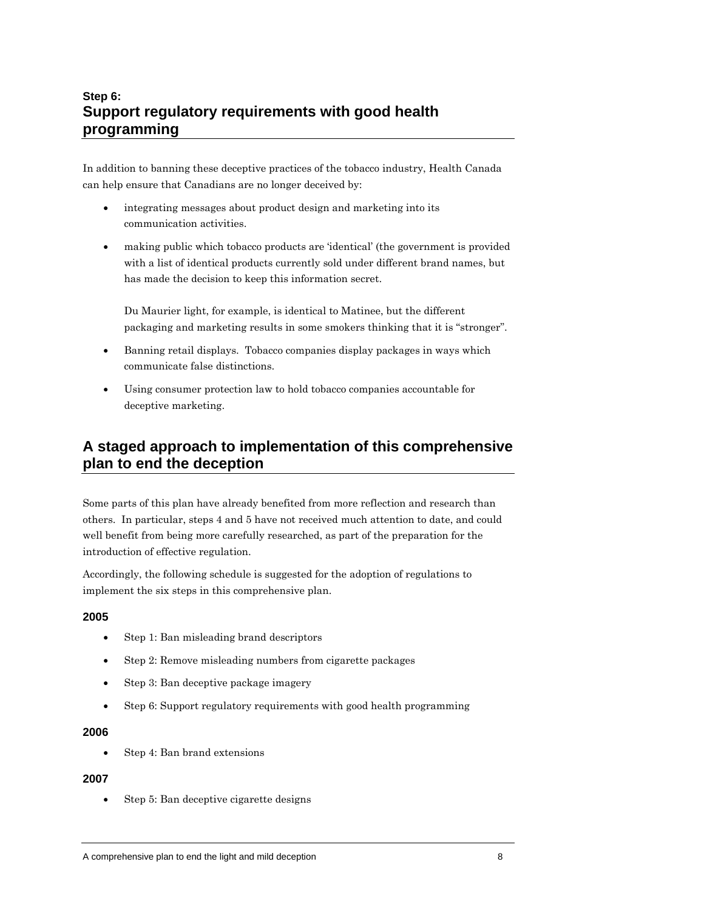### Step 6:
## Support regulatory requirements with good health programming

In addition to banning these deceptive practices of the tobacco industry, Health Canada can help ensure that Canadians are no longer deceived by:

- integrating messages about product design and marketing into its communication activities.
- making public which tobacco products are 'identical' (the government is provided with a list of identical products currently sold under different brand names, but has made the decision to keep this information secret.

  Du Maurier light, for example, is identical to Matinee, but the different packaging and marketing results in some smokers thinking that it is "stronger".
- Banning retail displays. Tobacco companies display packages in ways which communicate false distinctions.
- Using consumer protection law to hold tobacco companies accountable for deceptive marketing.

## A staged approach to implementation of this comprehensive plan to end the deception

Some parts of this plan have already benefited from more reflection and research than others. In particular, steps 4 and 5 have not received much attention to date, and could well benefit from being more carefully researched, as part of the preparation for the introduction of effective regulation.

Accordingly, the following schedule is suggested for the adoption of regulations to implement the six steps in this comprehensive plan.

**2005**

- Step 1: Ban misleading brand descriptors
- Step 2: Remove misleading numbers from cigarette packages
- Step 3: Ban deceptive package imagery
- Step 6: Support regulatory requirements with good health programming

**2006**

- Step 4: Ban brand extensions

**2007**

- Step 5: Ban deceptive cigarette designs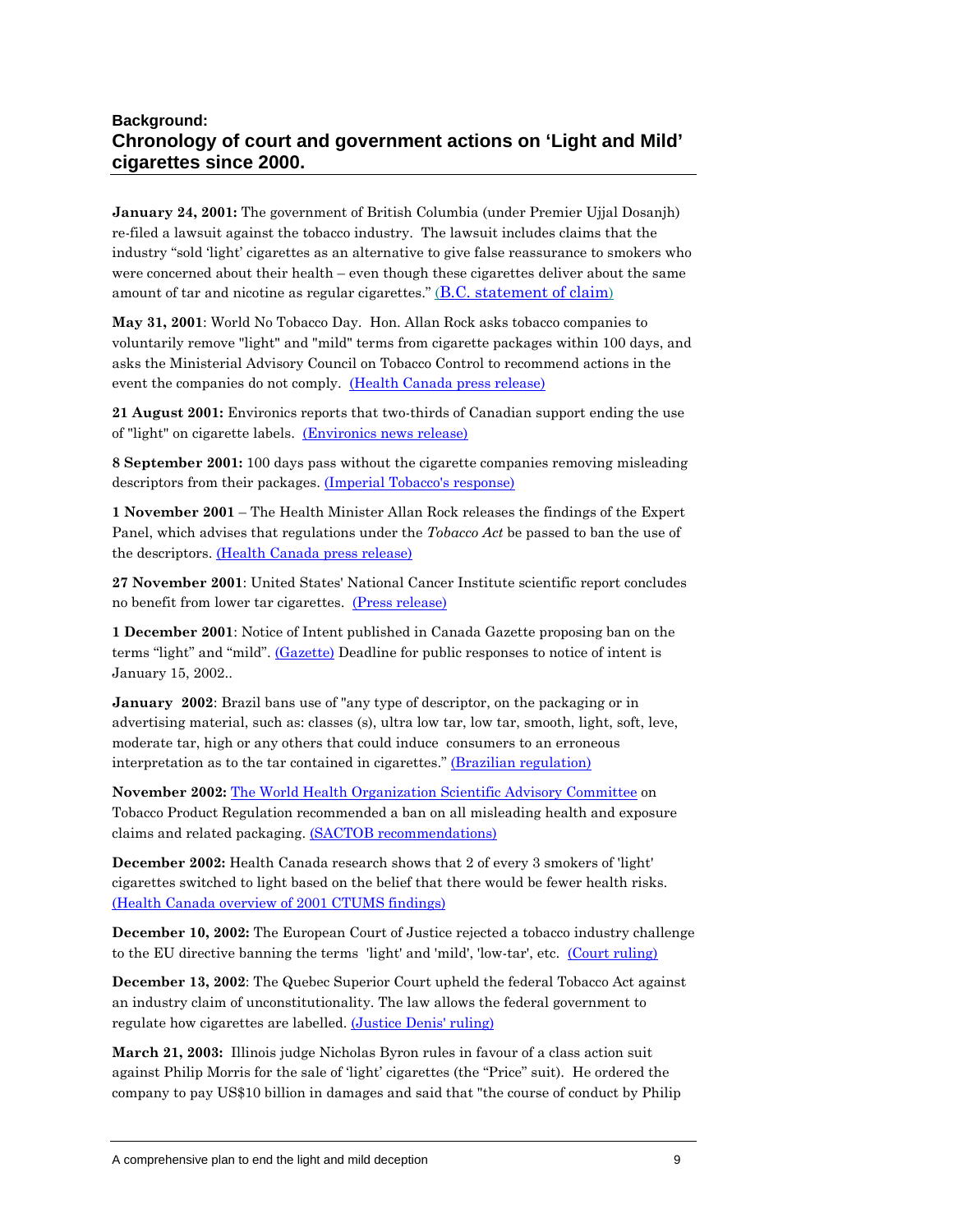## Background:
## Chronology of court and government actions on 'Light and Mild' cigarettes since 2000.

**January 24, 2001:** The government of British Columbia (under Premier Ujjal Dosanjh) re-filed a lawsuit against the tobacco industry. The lawsuit includes claims that the industry "sold 'light' cigarettes as an alternative to give false reassurance to smokers who were concerned about their health – even though these cigarettes deliver about the same amount of tar and nicotine as regular cigarettes." (B.C. statement of claim)

**May 31, 2001**: World No Tobacco Day. Hon. Allan Rock asks tobacco companies to voluntarily remove "light" and "mild" terms from cigarette packages within 100 days, and asks the Ministerial Advisory Council on Tobacco Control to recommend actions in the event the companies do not comply. (Health Canada press release)

**21 August 2001:** Environics reports that two-thirds of Canadian support ending the use of "light" on cigarette labels. (Environics news release)

**8 September 2001:** 100 days pass without the cigarette companies removing misleading descriptors from their packages. (Imperial Tobacco's response)

**1 November 2001** – The Health Minister Allan Rock releases the findings of the Expert Panel, which advises that regulations under the *Tobacco Act* be passed to ban the use of the descriptors. (Health Canada press release)

**27 November 2001**: United States' National Cancer Institute scientific report concludes no benefit from lower tar cigarettes. (Press release)

**1 December 2001**: Notice of Intent published in Canada Gazette proposing ban on the terms "light" and "mild". (Gazette) Deadline for public responses to notice of intent is January 15, 2002..

**January 2002**: Brazil bans use of "any type of descriptor, on the packaging or in advertising material, such as: classes (s), ultra low tar, low tar, smooth, light, soft, leve, moderate tar, high or any others that could induce consumers to an erroneous interpretation as to the tar contained in cigarettes." (Brazilian regulation)

**November 2002:** The World Health Organization Scientific Advisory Committee on Tobacco Product Regulation recommended a ban on all misleading health and exposure claims and related packaging. (SACTOB recommendations)

**December 2002:** Health Canada research shows that 2 of every 3 smokers of 'light' cigarettes switched to light based on the belief that there would be fewer health risks. (Health Canada overview of 2001 CTUMS findings)

**December 10, 2002:** The European Court of Justice rejected a tobacco industry challenge to the EU directive banning the terms 'light' and 'mild', 'low-tar', etc. (Court ruling)

**December 13, 2002**: The Quebec Superior Court upheld the federal Tobacco Act against an industry claim of unconstitutionality. The law allows the federal government to regulate how cigarettes are labelled. (Justice Denis' ruling)

**March 21, 2003:** Illinois judge Nicholas Byron rules in favour of a class action suit against Philip Morris for the sale of 'light' cigarettes (the "Price" suit). He ordered the company to pay US$10 billion in damages and said that "the course of conduct by Philip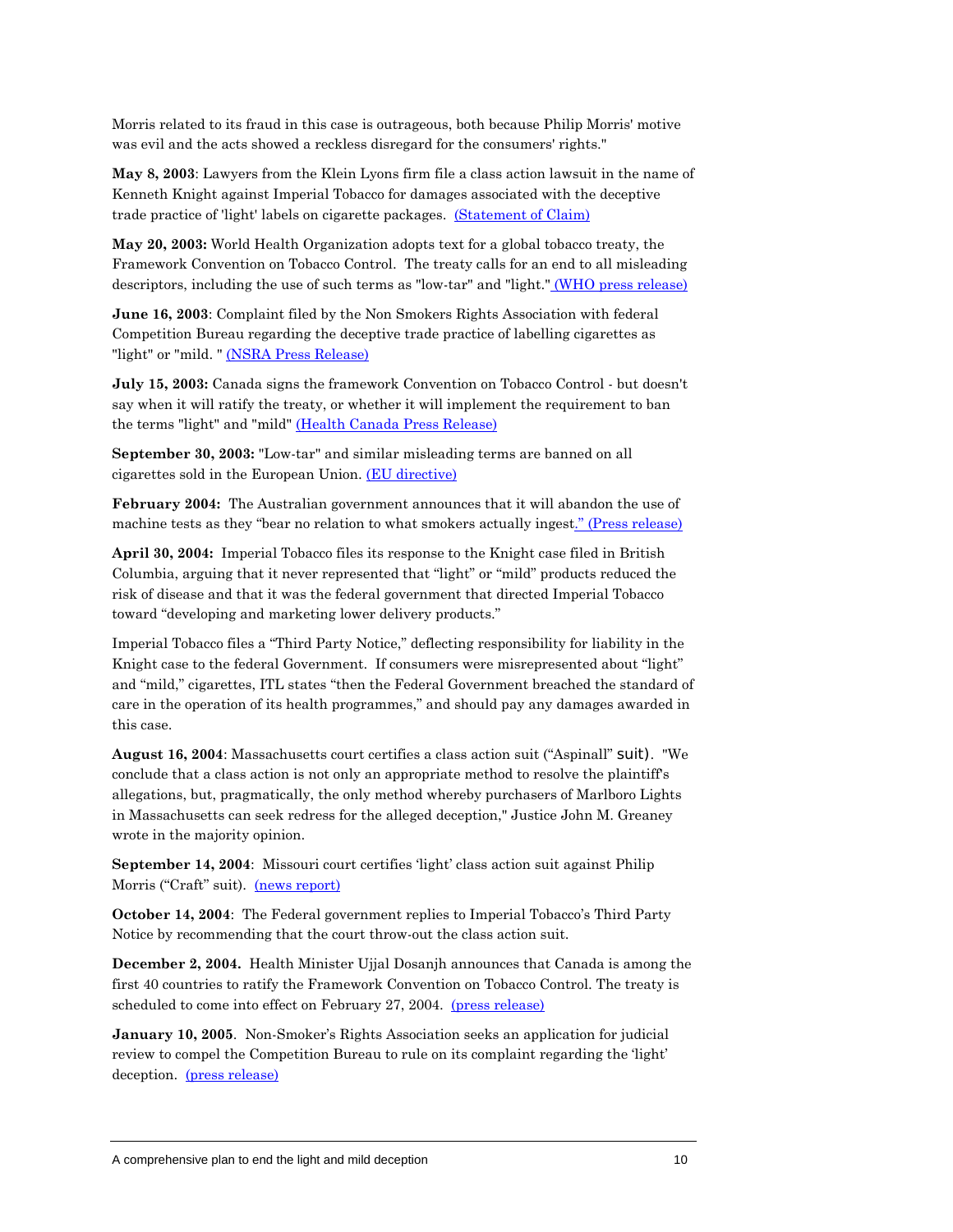Morris related to its fraud in this case is outrageous, both because Philip Morris' motive was evil and the acts showed a reckless disregard for the consumers' rights."

**May 8, 2003**: Lawyers from the Klein Lyons firm file a class action lawsuit in the name of Kenneth Knight against Imperial Tobacco for damages associated with the deceptive trade practice of 'light' labels on cigarette packages. (Statement of Claim)

**May 20, 2003:** World Health Organization adopts text for a global tobacco treaty, the Framework Convention on Tobacco Control. The treaty calls for an end to all misleading descriptors, including the use of such terms as "low-tar" and "light." (WHO press release)

**June 16, 2003**: Complaint filed by the Non Smokers Rights Association with federal Competition Bureau regarding the deceptive trade practice of labelling cigarettes as "light" or "mild. " (NSRA Press Release)

**July 15, 2003:** Canada signs the framework Convention on Tobacco Control - but doesn't say when it will ratify the treaty, or whether it will implement the requirement to ban the terms "light" and "mild" (Health Canada Press Release)

**September 30, 2003:** "Low-tar" and similar misleading terms are banned on all cigarettes sold in the European Union. (EU directive)

**February 2004:** The Australian government announces that it will abandon the use of machine tests as they "bear no relation to what smokers actually ingest." (Press release)

**April 30, 2004:** Imperial Tobacco files its response to the Knight case filed in British Columbia, arguing that it never represented that "light" or "mild" products reduced the risk of disease and that it was the federal government that directed Imperial Tobacco toward "developing and marketing lower delivery products."

Imperial Tobacco files a "Third Party Notice," deflecting responsibility for liability in the Knight case to the federal Government. If consumers were misrepresented about "light" and "mild," cigarettes, ITL states "then the Federal Government breached the standard of care in the operation of its health programmes," and should pay any damages awarded in this case.

**August 16, 2004**: Massachusetts court certifies a class action suit ("Aspinall" suit). "We conclude that a class action is not only an appropriate method to resolve the plaintiff's allegations, but, pragmatically, the only method whereby purchasers of Marlboro Lights in Massachusetts can seek redress for the alleged deception," Justice John M. Greaney wrote in the majority opinion.

**September 14, 2004**: Missouri court certifies 'light' class action suit against Philip Morris ("Craft" suit). (news report)

**October 14, 2004**: The Federal government replies to Imperial Tobacco's Third Party Notice by recommending that the court throw-out the class action suit.

**December 2, 2004.** Health Minister Ujjal Dosanjh announces that Canada is among the first 40 countries to ratify the Framework Convention on Tobacco Control. The treaty is scheduled to come into effect on February 27, 2004. (press release)

**January 10, 2005**. Non-Smoker's Rights Association seeks an application for judicial review to compel the Competition Bureau to rule on its complaint regarding the 'light' deception. (press release)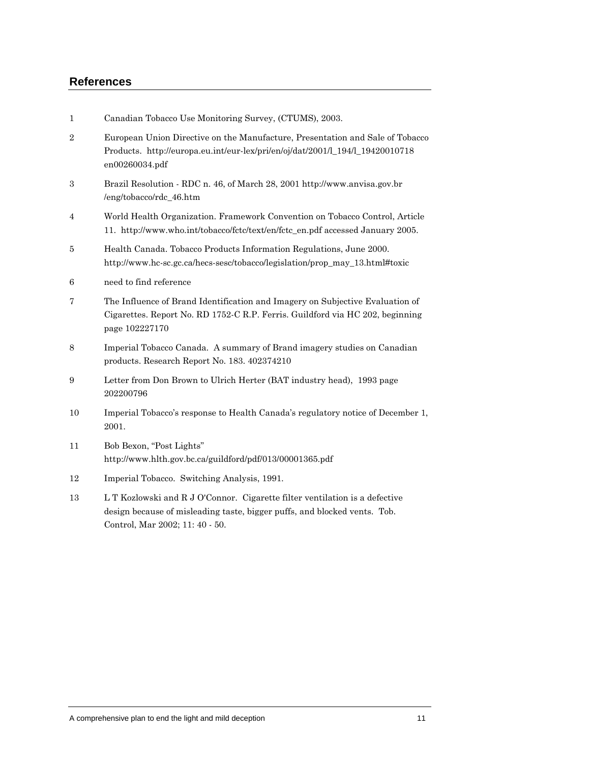## References

1. Canadian Tobacco Use Monitoring Survey, (CTUMS), 2003.
2. European Union Directive on the Manufacture, Presentation and Sale of Tobacco Products. http://europa.eu.int/eur-lex/pri/en/oj/dat/2001/l_194/l_19420010718en00260034.pdf
3. Brazil Resolution - RDC n. 46, of March 28, 2001 http://www.anvisa.gov.br/eng/tobacco/rdc_46.htm
4. World Health Organization. Framework Convention on Tobacco Control, Article 11. http://www.who.int/tobacco/fctc/text/en/fctc_en.pdf accessed January 2005.
5. Health Canada. Tobacco Products Information Regulations, June 2000. http://www.hc-sc.gc.ca/hecs-sesc/tobacco/legislation/prop_may_13.html#toxic
6. need to find reference
7. The Influence of Brand Identification and Imagery on Subjective Evaluation of Cigarettes. Report No. RD 1752-C R.P. Ferris. Guildford via HC 202, beginning page 102227170
8. Imperial Tobacco Canada. A summary of Brand imagery studies on Canadian products. Research Report No. 183. 402374210
9. Letter from Don Brown to Ulrich Herter (BAT industry head), 1993 page 202200796
10. Imperial Tobacco's response to Health Canada's regulatory notice of December 1, 2001.
11. Bob Bexon, "Post Lights" http://www.hlth.gov.bc.ca/guildford/pdf/013/00001365.pdf
12. Imperial Tobacco. Switching Analysis, 1991.
13. L T Kozlowski and R J O'Connor. Cigarette filter ventilation is a defective design because of misleading taste, bigger puffs, and blocked vents. Tob. Control, Mar 2002; 11: 40 - 50.